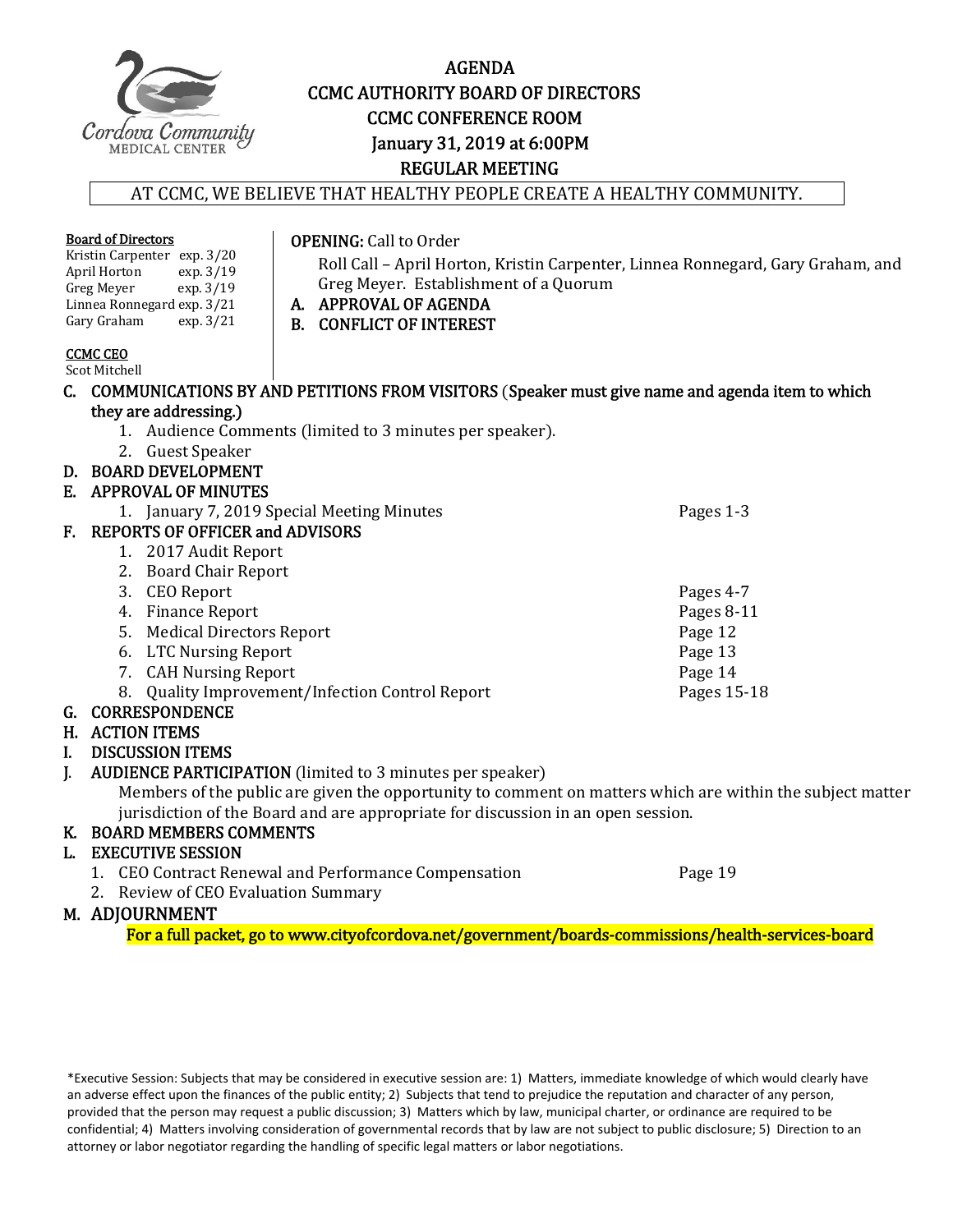# AGENDA
## CCMC AUTHORITY BOARD OF DIRECTORS
## CCMC CONFERENCE ROOM
## January 31, 2019 at 6:00PM
## REGULAR MEETING

AT CCMC, WE BELIEVE THAT HEALTHY PEOPLE CREATE A HEALTHY COMMUNITY.

**Board of Directors**

| Name | Term |
|---|---|
| Kristin Carpenter | exp. 3/20 |
| April Horton | exp. 3/19 |
| Greg Meyer | exp. 3/19 |
| Linnea Ronnegard | exp. 3/21 |
| Gary Graham | exp. 3/21 |

**CCMC CEO**
Scot Mitchell

**OPENING:** Call to Order
Roll Call – April Horton, Kristin Carpenter, Linnea Ronnegard, Gary Graham, and Greg Meyer. Establishment of a Quorum

**A. APPROVAL OF AGENDA**

**B. CONFLICT OF INTEREST**

**C. COMMUNICATIONS BY AND PETITIONS FROM VISITORS (Speaker must give name and agenda item to which they are addressing.)**
1. Audience Comments (limited to 3 minutes per speaker).
2. Guest Speaker

**D. BOARD DEVELOPMENT**

**E. APPROVAL OF MINUTES**
1. January 7, 2019 Special Meeting Minutes — Pages 1-3

**F. REPORTS OF OFFICER and ADVISORS**
1. 2017 Audit Report
2. Board Chair Report
3. CEO Report — Pages 4-7
4. Finance Report — Pages 8-11
5. Medical Directors Report — Page 12
6. LTC Nursing Report — Page 13
7. CAH Nursing Report — Page 14
8. Quality Improvement/Infection Control Report — Pages 15-18

**G. CORRESPONDENCE**

**H. ACTION ITEMS**

**I. DISCUSSION ITEMS**

**J. AUDIENCE PARTICIPATION** (limited to 3 minutes per speaker)
Members of the public are given the opportunity to comment on matters which are within the subject matter jurisdiction of the Board and are appropriate for discussion in an open session.

**K. BOARD MEMBERS COMMENTS**

**L. EXECUTIVE SESSION**
1. CEO Contract Renewal and Performance Compensation — Page 19
2. Review of CEO Evaluation Summary

**M. ADJOURNMENT**

For a full packet, go to www.cityofcordova.net/government/boards-commissions/health-services-board

*Executive Session: Subjects that may be considered in executive session are: 1) Matters, immediate knowledge of which would clearly have an adverse effect upon the finances of the public entity; 2) Subjects that tend to prejudice the reputation and character of any person, provided that the person may request a public discussion; 3) Matters which by law, municipal charter, or ordinance are required to be confidential; 4) Matters involving consideration of governmental records that by law are not subject to public disclosure; 5) Direction to an attorney or labor negotiator regarding the handling of specific legal matters or labor negotiations.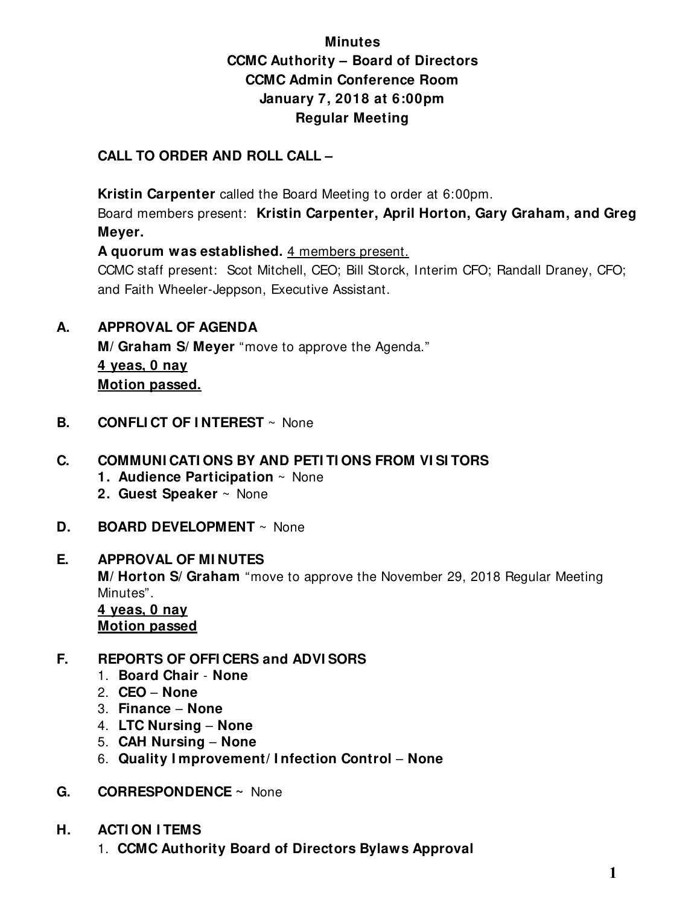**Minutes**
**CCMC Authority – Board of Directors**
**CCMC Admin Conference Room**
**January 7, 2018 at 6:00pm**
**Regular Meeting**

**CALL TO ORDER AND ROLL CALL –**

**Kristin Carpenter** called the Board Meeting to order at 6:00pm.
Board members present: **Kristin Carpenter, April Horton, Gary Graham, and Greg Meyer.**
**A quorum was established.** <u>4 members present.</u>
CCMC staff present: Scot Mitchell, CEO; Bill Storck, Interim CFO; Randall Draney, CFO; and Faith Wheeler-Jeppson, Executive Assistant.

**A. APPROVAL OF AGENDA**

**M/Graham S/Meyer** "move to approve the Agenda."
**<u>4 yeas, 0 nay</u>**
**<u>Motion passed.</u>**

**B. CONFLICT OF INTEREST** ~ None

**C. COMMUNICATIONS BY AND PETITIONS FROM VISITORS**

1. **Audience Participation** ~ None
2. **Guest Speaker** ~ None

**D. BOARD DEVELOPMENT** ~ None

**E. APPROVAL OF MINUTES**

**M/Horton S/Graham** "move to approve the November 29, 2018 Regular Meeting Minutes".
**<u>4 yeas, 0 nay</u>**
**<u>Motion passed</u>**

**F. REPORTS OF OFFICERS and ADVISORS**

1. **Board Chair** - **None**
2. **CEO** – **None**
3. **Finance** – **None**
4. **LTC Nursing** – **None**
5. **CAH Nursing** – **None**
6. **Quality Improvement/Infection Control** – **None**

**G. CORRESPONDENCE** ~ None

**H. ACTION ITEMS**

1. **CCMC Authority Board of Directors Bylaws Approval**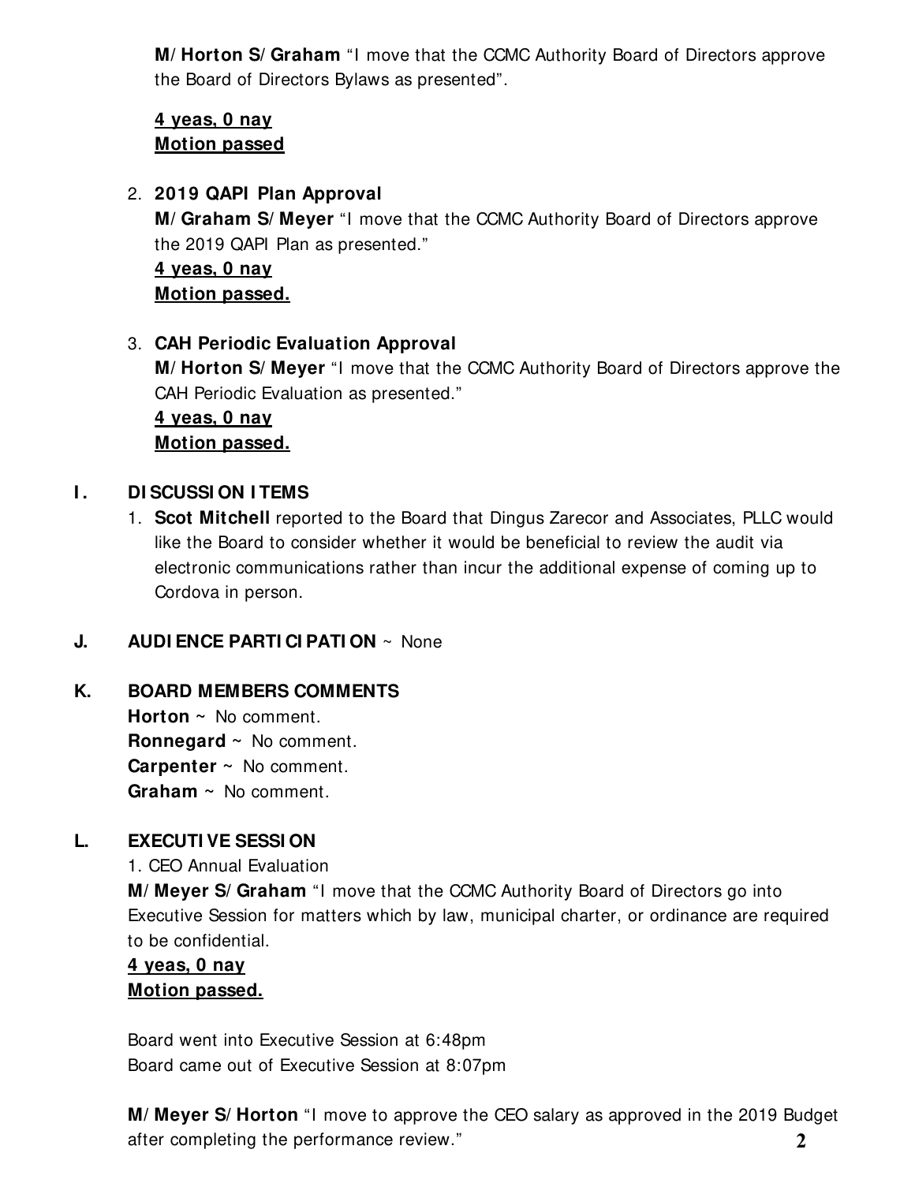**M/ Horton S/ Graham** "I move that the CCMC Authority Board of Directors approve the Board of Directors Bylaws as presented".

**4 yeas, 0 nay**
**Motion passed**

2. **2019 QAPI Plan Approval**
   **M/ Graham S/ Meyer** "I move that the CCMC Authority Board of Directors approve the 2019 QAPI Plan as presented."
   **4 yeas, 0 nay**
   **Motion passed.**

3. **CAH Periodic Evaluation Approval**
   **M/ Horton S/ Meyer** "I move that the CCMC Authority Board of Directors approve the CAH Periodic Evaluation as presented."
   **4 yeas, 0 nay**
   **Motion passed.**

## I. DISCUSSION ITEMS

1. **Scot Mitchell** reported to the Board that Dingus Zarecor and Associates, PLLC would like the Board to consider whether it would be beneficial to review the audit via electronic communications rather than incur the additional expense of coming up to Cordova in person.

## J. AUDIENCE PARTICIPATION ~ None

## K. BOARD MEMBERS COMMENTS

**Horton** ~ No comment.
**Ronnegard** ~ No comment.
**Carpenter** ~ No comment.
**Graham** ~ No comment.

## L. EXECUTIVE SESSION

1. CEO Annual Evaluation

**M/ Meyer S/ Graham** "I move that the CCMC Authority Board of Directors go into Executive Session for matters which by law, municipal charter, or ordinance are required to be confidential.
**4 yeas, 0 nay**
**Motion passed.**

Board went into Executive Session at 6:48pm
Board came out of Executive Session at 8:07pm

**M/ Meyer S/ Horton** "I move to approve the CEO salary as approved in the 2019 Budget after completing the performance review."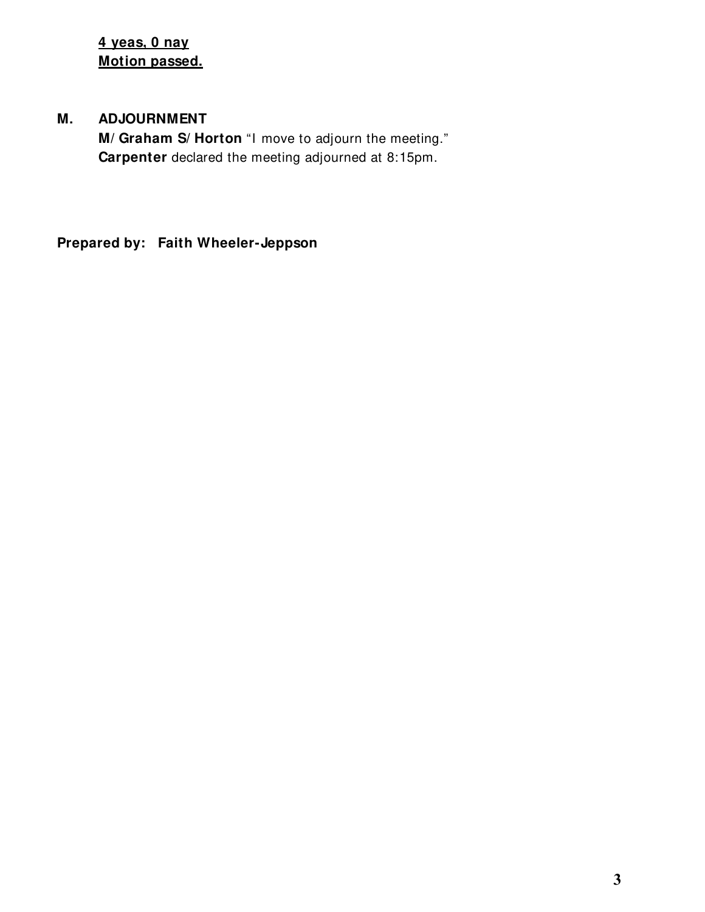**4 yeas, 0 nay**
**Motion passed.**

**M. ADJOURNMENT**

**M/ Graham S/ Horton** "I move to adjourn the meeting."
**Carpenter** declared the meeting adjourned at 8:15pm.

**Prepared by: Faith Wheeler-Jeppson**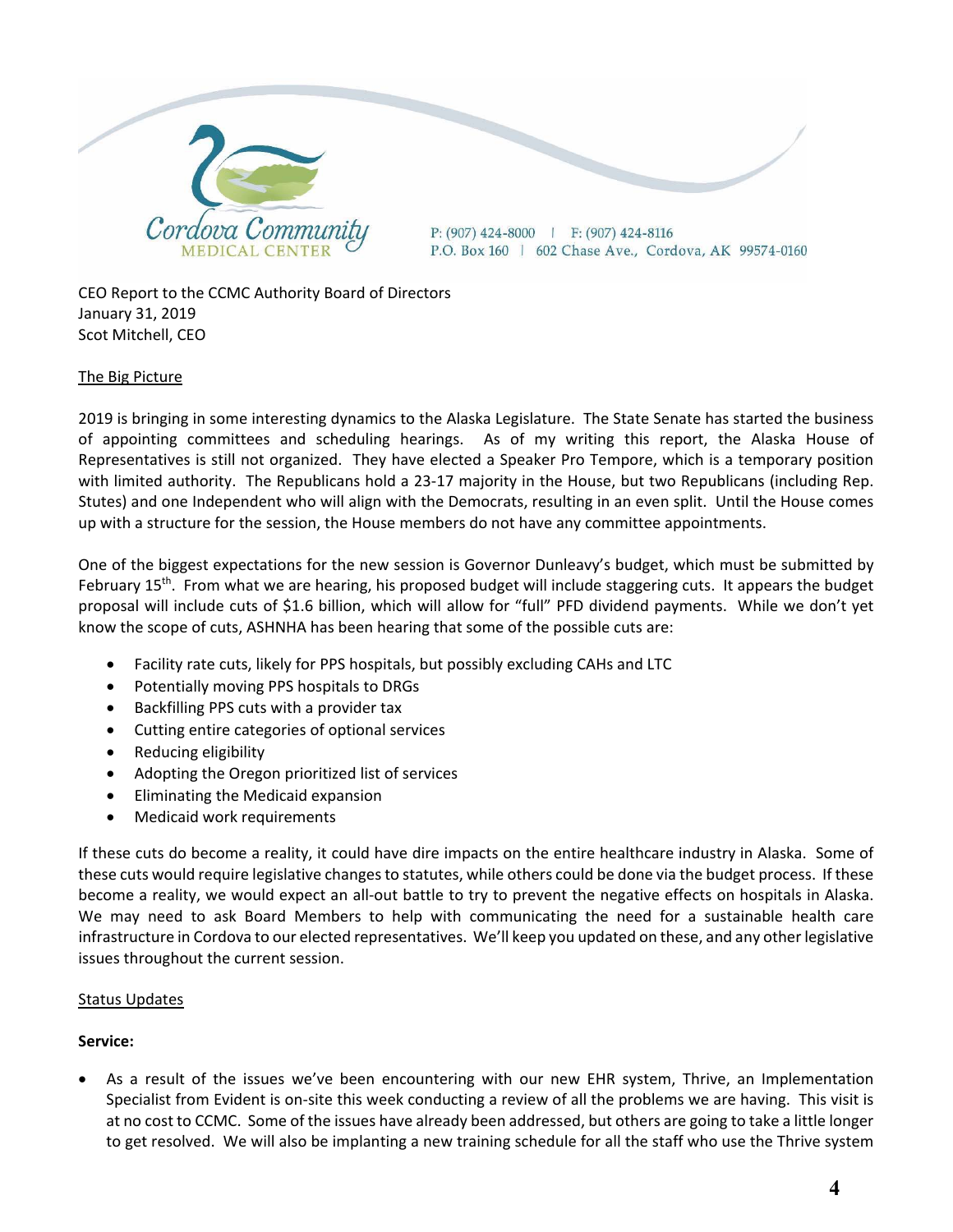Cordova Community MEDICAL CENTER

P: (907) 424-8000 | F: (907) 424-8116
P.O. Box 160 | 602 Chase Ave., Cordova, AK 99574-0160

CEO Report to the CCMC Authority Board of Directors
January 31, 2019
Scot Mitchell, CEO

## The Big Picture

2019 is bringing in some interesting dynamics to the Alaska Legislature. The State Senate has started the business of appointing committees and scheduling hearings. As of my writing this report, the Alaska House of Representatives is still not organized. They have elected a Speaker Pro Tempore, which is a temporary position with limited authority. The Republicans hold a 23-17 majority in the House, but two Republicans (including Rep. Stutes) and one Independent who will align with the Democrats, resulting in an even split. Until the House comes up with a structure for the session, the House members do not have any committee appointments.

One of the biggest expectations for the new session is Governor Dunleavy's budget, which must be submitted by February 15th. From what we are hearing, his proposed budget will include staggering cuts. It appears the budget proposal will include cuts of $1.6 billion, which will allow for "full" PFD dividend payments. While we don't yet know the scope of cuts, ASHNHA has been hearing that some of the possible cuts are:

- Facility rate cuts, likely for PPS hospitals, but possibly excluding CAHs and LTC
- Potentially moving PPS hospitals to DRGs
- Backfilling PPS cuts with a provider tax
- Cutting entire categories of optional services
- Reducing eligibility
- Adopting the Oregon prioritized list of services
- Eliminating the Medicaid expansion
- Medicaid work requirements

If these cuts do become a reality, it could have dire impacts on the entire healthcare industry in Alaska. Some of these cuts would require legislative changes to statutes, while others could be done via the budget process. If these become a reality, we would expect an all-out battle to try to prevent the negative effects on hospitals in Alaska. We may need to ask Board Members to help with communicating the need for a sustainable health care infrastructure in Cordova to our elected representatives. We'll keep you updated on these, and any other legislative issues throughout the current session.

## Status Updates

**Service:**

- As a result of the issues we've been encountering with our new EHR system, Thrive, an Implementation Specialist from Evident is on-site this week conducting a review of all the problems we are having. This visit is at no cost to CCMC. Some of the issues have already been addressed, but others are going to take a little longer to get resolved. We will also be implanting a new training schedule for all the staff who use the Thrive system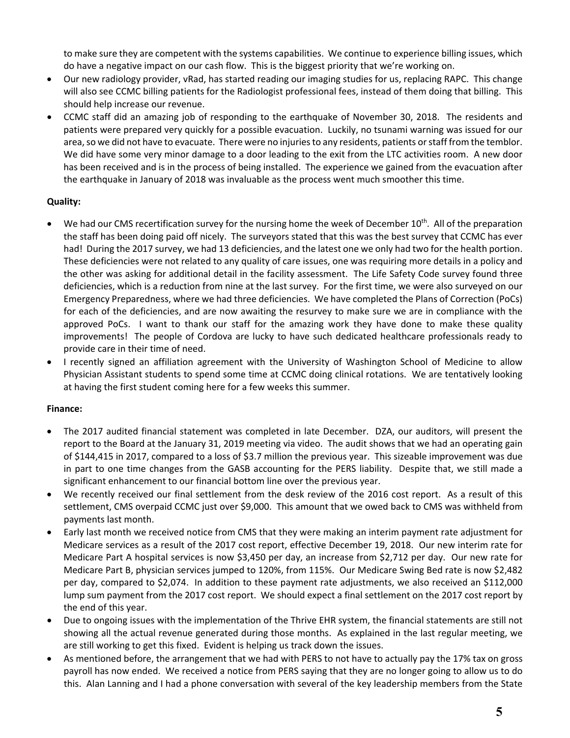to make sure they are competent with the systems capabilities. We continue to experience billing issues, which do have a negative impact on our cash flow. This is the biggest priority that we're working on.

- Our new radiology provider, vRad, has started reading our imaging studies for us, replacing RAPC. This change will also see CCMC billing patients for the Radiologist professional fees, instead of them doing that billing. This should help increase our revenue.
- CCMC staff did an amazing job of responding to the earthquake of November 30, 2018. The residents and patients were prepared very quickly for a possible evacuation. Luckily, no tsunami warning was issued for our area, so we did not have to evacuate. There were no injuries to any residents, patients or staff from the temblor. We did have some very minor damage to a door leading to the exit from the LTC activities room. A new door has been received and is in the process of being installed. The experience we gained from the evacuation after the earthquake in January of 2018 was invaluable as the process went much smoother this time.

**Quality:**

- We had our CMS recertification survey for the nursing home the week of December 10th. All of the preparation the staff has been doing paid off nicely. The surveyors stated that this was the best survey that CCMC has ever had! During the 2017 survey, we had 13 deficiencies, and the latest one we only had two for the health portion. These deficiencies were not related to any quality of care issues, one was requiring more details in a policy and the other was asking for additional detail in the facility assessment. The Life Safety Code survey found three deficiencies, which is a reduction from nine at the last survey. For the first time, we were also surveyed on our Emergency Preparedness, where we had three deficiencies. We have completed the Plans of Correction (PoCs) for each of the deficiencies, and are now awaiting the resurvey to make sure we are in compliance with the approved PoCs. I want to thank our staff for the amazing work they have done to make these quality improvements! The people of Cordova are lucky to have such dedicated healthcare professionals ready to provide care in their time of need.
- I recently signed an affiliation agreement with the University of Washington School of Medicine to allow Physician Assistant students to spend some time at CCMC doing clinical rotations. We are tentatively looking at having the first student coming here for a few weeks this summer.

**Finance:**

- The 2017 audited financial statement was completed in late December. DZA, our auditors, will present the report to the Board at the January 31, 2019 meeting via video. The audit shows that we had an operating gain of $144,415 in 2017, compared to a loss of $3.7 million the previous year. This sizeable improvement was due in part to one time changes from the GASB accounting for the PERS liability. Despite that, we still made a significant enhancement to our financial bottom line over the previous year.
- We recently received our final settlement from the desk review of the 2016 cost report. As a result of this settlement, CMS overpaid CCMC just over $9,000. This amount that we owed back to CMS was withheld from payments last month.
- Early last month we received notice from CMS that they were making an interim payment rate adjustment for Medicare services as a result of the 2017 cost report, effective December 19, 2018. Our new interim rate for Medicare Part A hospital services is now $3,450 per day, an increase from $2,712 per day. Our new rate for Medicare Part B, physician services jumped to 120%, from 115%. Our Medicare Swing Bed rate is now $2,482 per day, compared to $2,074. In addition to these payment rate adjustments, we also received an $112,000 lump sum payment from the 2017 cost report. We should expect a final settlement on the 2017 cost report by the end of this year.
- Due to ongoing issues with the implementation of the Thrive EHR system, the financial statements are still not showing all the actual revenue generated during those months. As explained in the last regular meeting, we are still working to get this fixed. Evident is helping us track down the issues.
- As mentioned before, the arrangement that we had with PERS to not have to actually pay the 17% tax on gross payroll has now ended. We received a notice from PERS saying that they are no longer going to allow us to do this. Alan Lanning and I had a phone conversation with several of the key leadership members from the State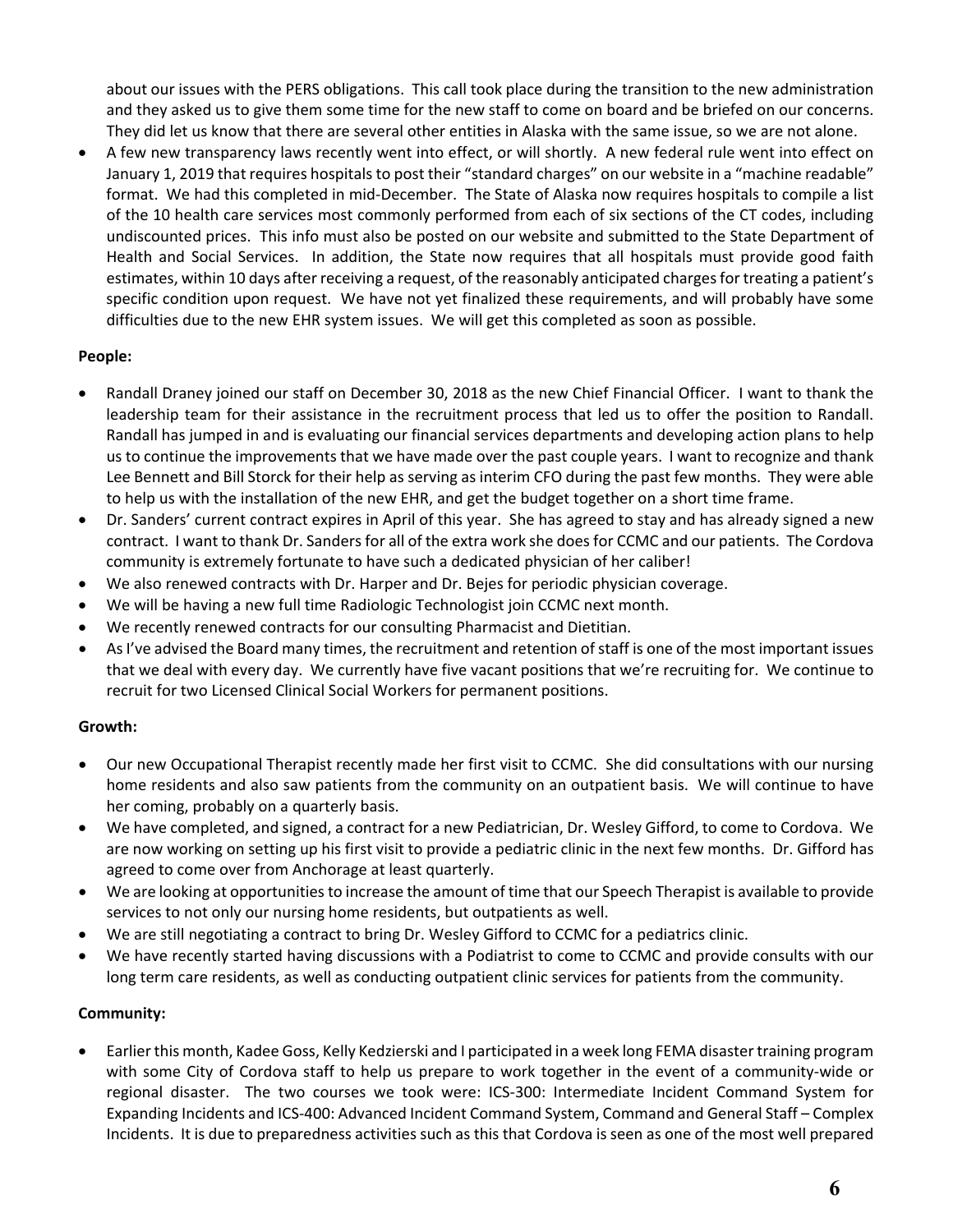about our issues with the PERS obligations. This call took place during the transition to the new administration and they asked us to give them some time for the new staff to come on board and be briefed on our concerns. They did let us know that there are several other entities in Alaska with the same issue, so we are not alone.

- A few new transparency laws recently went into effect, or will shortly. A new federal rule went into effect on January 1, 2019 that requires hospitals to post their "standard charges" on our website in a "machine readable" format. We had this completed in mid-December. The State of Alaska now requires hospitals to compile a list of the 10 health care services most commonly performed from each of six sections of the CT codes, including undiscounted prices. This info must also be posted on our website and submitted to the State Department of Health and Social Services. In addition, the State now requires that all hospitals must provide good faith estimates, within 10 days after receiving a request, of the reasonably anticipated charges for treating a patient's specific condition upon request. We have not yet finalized these requirements, and will probably have some difficulties due to the new EHR system issues. We will get this completed as soon as possible.

**People:**

- Randall Draney joined our staff on December 30, 2018 as the new Chief Financial Officer. I want to thank the leadership team for their assistance in the recruitment process that led us to offer the position to Randall. Randall has jumped in and is evaluating our financial services departments and developing action plans to help us to continue the improvements that we have made over the past couple years. I want to recognize and thank Lee Bennett and Bill Storck for their help as serving as interim CFO during the past few months. They were able to help us with the installation of the new EHR, and get the budget together on a short time frame.
- Dr. Sanders' current contract expires in April of this year. She has agreed to stay and has already signed a new contract. I want to thank Dr. Sanders for all of the extra work she does for CCMC and our patients. The Cordova community is extremely fortunate to have such a dedicated physician of her caliber!
- We also renewed contracts with Dr. Harper and Dr. Bejes for periodic physician coverage.
- We will be having a new full time Radiologic Technologist join CCMC next month.
- We recently renewed contracts for our consulting Pharmacist and Dietitian.
- As I've advised the Board many times, the recruitment and retention of staff is one of the most important issues that we deal with every day. We currently have five vacant positions that we're recruiting for. We continue to recruit for two Licensed Clinical Social Workers for permanent positions.

**Growth:**

- Our new Occupational Therapist recently made her first visit to CCMC. She did consultations with our nursing home residents and also saw patients from the community on an outpatient basis. We will continue to have her coming, probably on a quarterly basis.
- We have completed, and signed, a contract for a new Pediatrician, Dr. Wesley Gifford, to come to Cordova. We are now working on setting up his first visit to provide a pediatric clinic in the next few months. Dr. Gifford has agreed to come over from Anchorage at least quarterly.
- We are looking at opportunities to increase the amount of time that our Speech Therapist is available to provide services to not only our nursing home residents, but outpatients as well.
- We are still negotiating a contract to bring Dr. Wesley Gifford to CCMC for a pediatrics clinic.
- We have recently started having discussions with a Podiatrist to come to CCMC and provide consults with our long term care residents, as well as conducting outpatient clinic services for patients from the community.

**Community:**

- Earlier this month, Kadee Goss, Kelly Kedzierski and I participated in a week long FEMA disaster training program with some City of Cordova staff to help us prepare to work together in the event of a community-wide or regional disaster. The two courses we took were: ICS-300: Intermediate Incident Command System for Expanding Incidents and ICS-400: Advanced Incident Command System, Command and General Staff – Complex Incidents. It is due to preparedness activities such as this that Cordova is seen as one of the most well prepared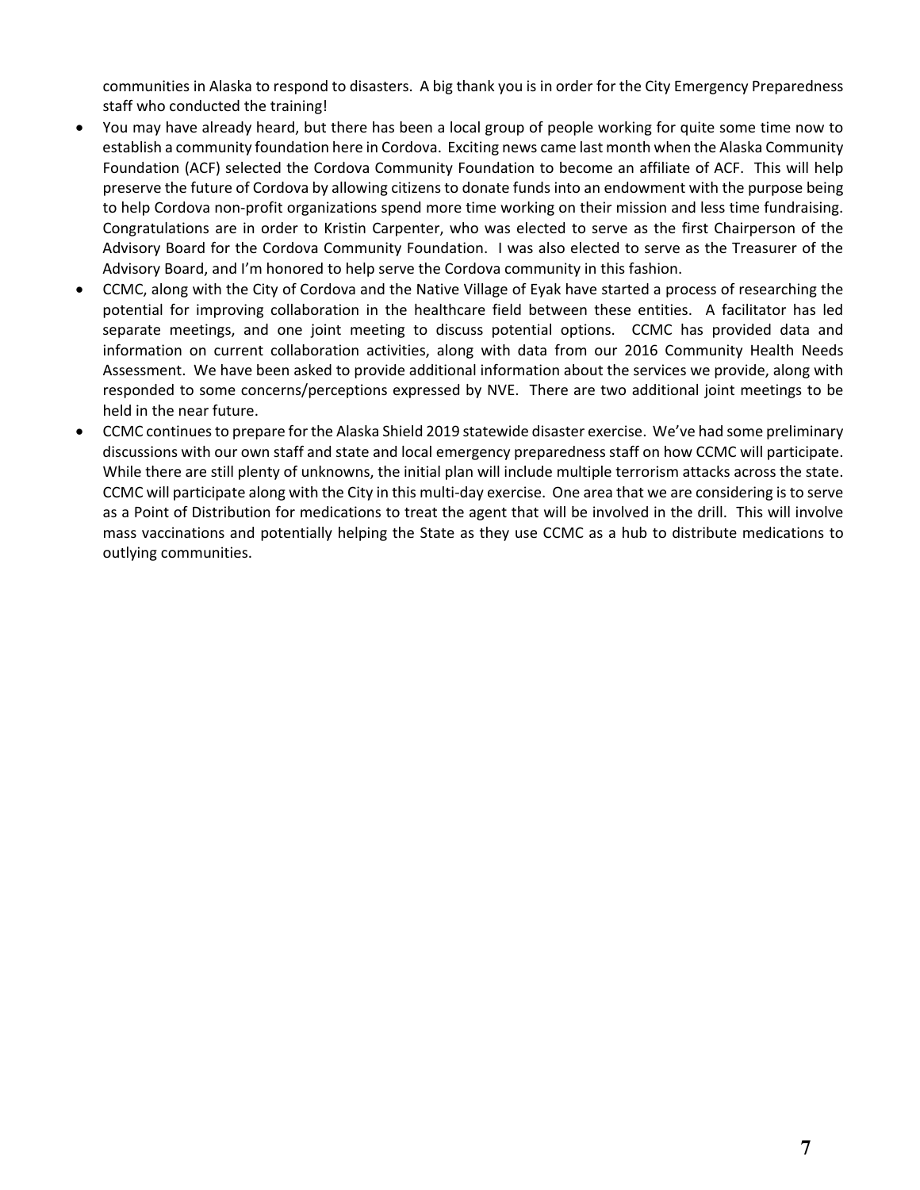communities in Alaska to respond to disasters. A big thank you is in order for the City Emergency Preparedness staff who conducted the training!

- You may have already heard, but there has been a local group of people working for quite some time now to establish a community foundation here in Cordova. Exciting news came last month when the Alaska Community Foundation (ACF) selected the Cordova Community Foundation to become an affiliate of ACF. This will help preserve the future of Cordova by allowing citizens to donate funds into an endowment with the purpose being to help Cordova non-profit organizations spend more time working on their mission and less time fundraising. Congratulations are in order to Kristin Carpenter, who was elected to serve as the first Chairperson of the Advisory Board for the Cordova Community Foundation. I was also elected to serve as the Treasurer of the Advisory Board, and I'm honored to help serve the Cordova community in this fashion.
- CCMC, along with the City of Cordova and the Native Village of Eyak have started a process of researching the potential for improving collaboration in the healthcare field between these entities. A facilitator has led separate meetings, and one joint meeting to discuss potential options. CCMC has provided data and information on current collaboration activities, along with data from our 2016 Community Health Needs Assessment. We have been asked to provide additional information about the services we provide, along with responded to some concerns/perceptions expressed by NVE. There are two additional joint meetings to be held in the near future.
- CCMC continues to prepare for the Alaska Shield 2019 statewide disaster exercise. We've had some preliminary discussions with our own staff and state and local emergency preparedness staff on how CCMC will participate. While there are still plenty of unknowns, the initial plan will include multiple terrorism attacks across the state. CCMC will participate along with the City in this multi-day exercise. One area that we are considering is to serve as a Point of Distribution for medications to treat the agent that will be involved in the drill. This will involve mass vaccinations and potentially helping the State as they use CCMC as a hub to distribute medications to outlying communities.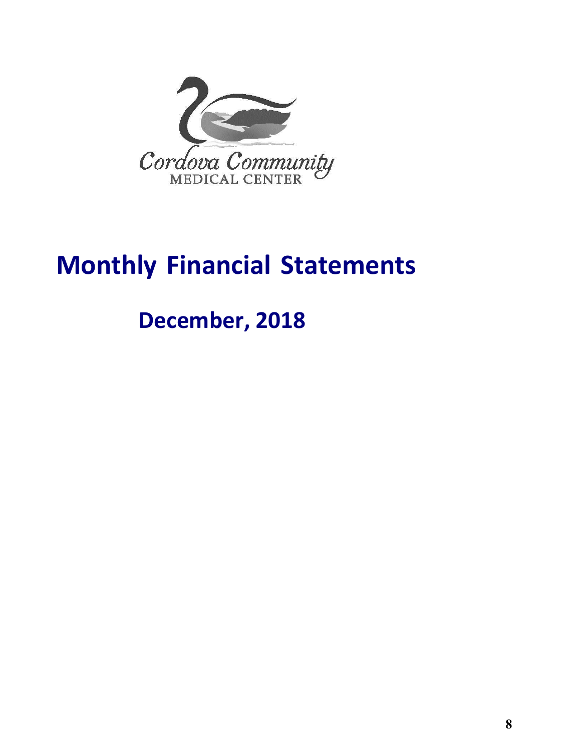Cordova Community
MEDICAL CENTER

# Monthly Financial Statements

## December, 2018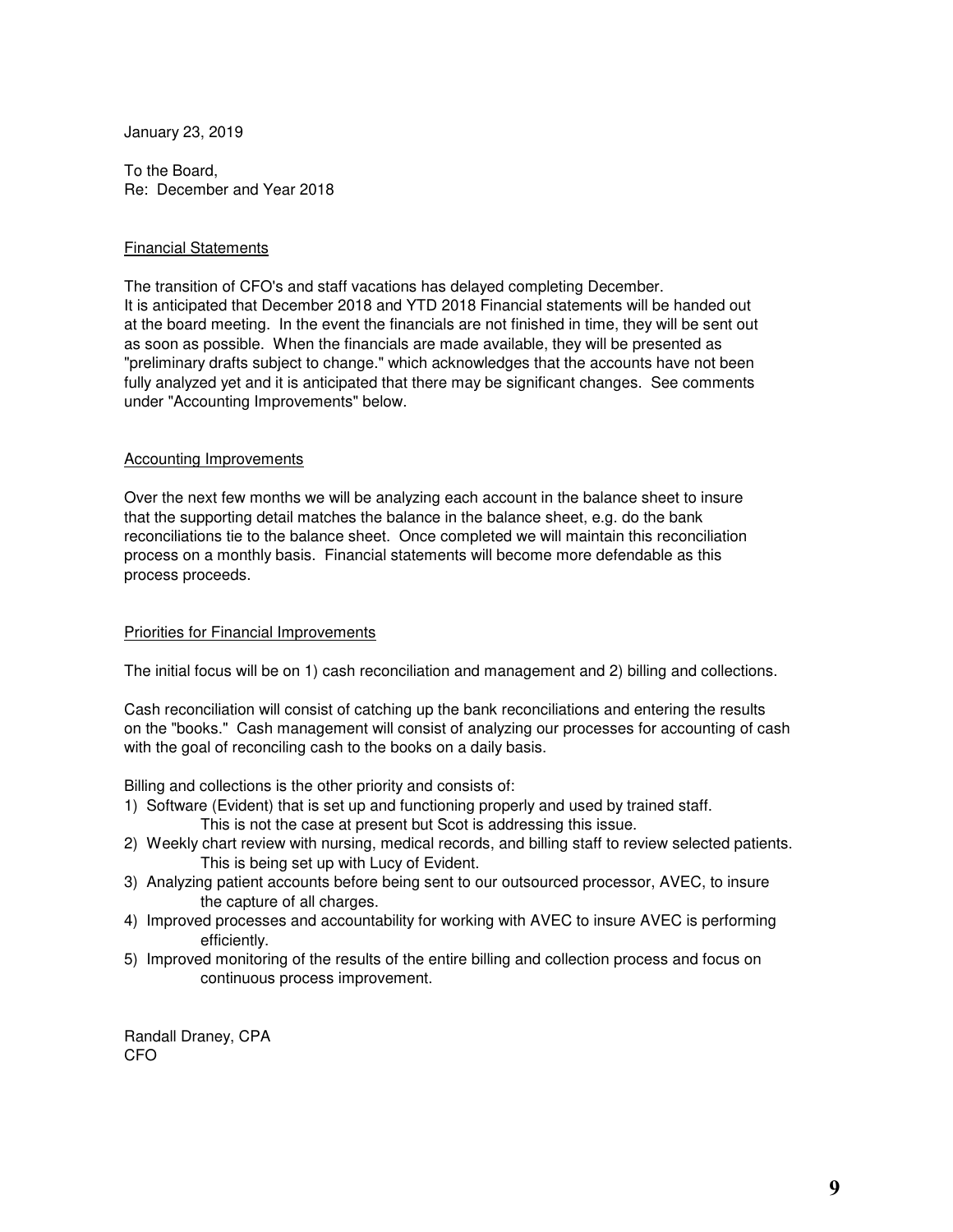January 23, 2019

To the Board,
Re: December and Year 2018

<u>Financial Statements</u>

The transition of CFO's and staff vacations has delayed completing December. It is anticipated that December 2018 and YTD 2018 Financial statements will be handed out at the board meeting. In the event the financials are not finished in time, they will be sent out as soon as possible. When the financials are made available, they will be presented as "preliminary drafts subject to change." which acknowledges that the accounts have not been fully analyzed yet and it is anticipated that there may be significant changes. See comments under "Accounting Improvements" below.

<u>Accounting Improvements</u>

Over the next few months we will be analyzing each account in the balance sheet to insure that the supporting detail matches the balance in the balance sheet, e.g. do the bank reconciliations tie to the balance sheet. Once completed we will maintain this reconciliation process on a monthly basis. Financial statements will become more defendable as this process proceeds.

<u>Priorities for Financial Improvements</u>

The initial focus will be on 1) cash reconciliation and management and 2) billing and collections.

Cash reconciliation will consist of catching up the bank reconciliations and entering the results on the "books." Cash management will consist of analyzing our processes for accounting of cash with the goal of reconciling cash to the books on a daily basis.

Billing and collections is the other priority and consists of:

1) Software (Evident) that is set up and functioning properly and used by trained staff. This is not the case at present but Scot is addressing this issue.
2) Weekly chart review with nursing, medical records, and billing staff to review selected patients. This is being set up with Lucy of Evident.
3) Analyzing patient accounts before being sent to our outsourced processor, AVEC, to insure the capture of all charges.
4) Improved processes and accountability for working with AVEC to insure AVEC is performing efficiently.
5) Improved monitoring of the results of the entire billing and collection process and focus on continuous process improvement.

Randall Draney, CPA
CFO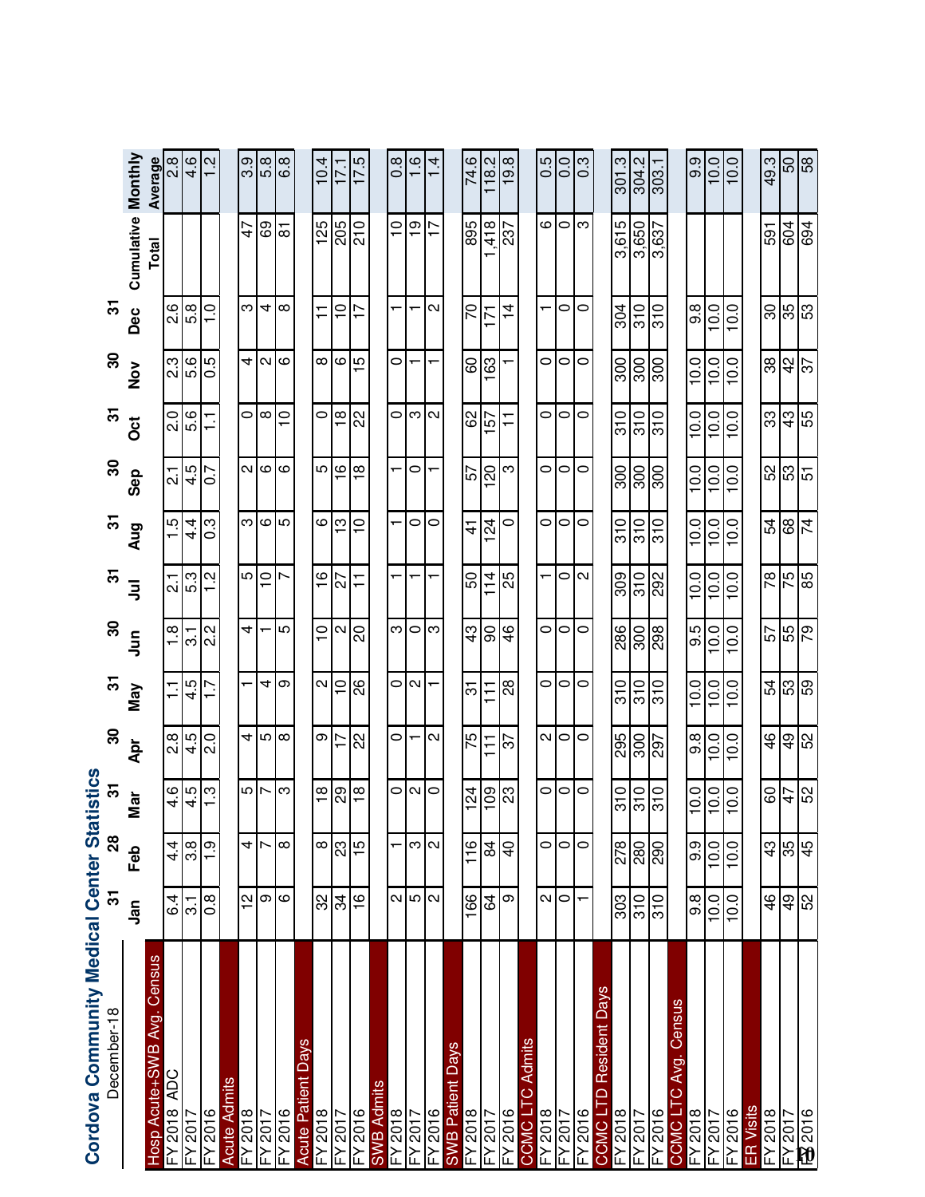# Cordova Community Medical Center Statistics

December-18

| | 31 | 28 | 31 | 30 | 31 | 30 | 31 | 31 | 30 | 31 | 30 | 31 | Cumulative | Monthly |
|---|---|---|---|---|---|---|---|---|---|---|---|---|---|---|
| | Jan | Feb | Mar | Apr | May | Jun | Jul | Aug | Sep | Oct | Nov | Dec | Total | Average |
| **Hosp Acute+SWB Avg. Census** | | | | | | | | | | | | | | |
| FY 2018 ADC | 6.4 | 4.4 | 4.6 | 2.8 | 1.1 | 1.8 | 2.1 | 1.5 | 2.1 | 2.0 | 2.3 | 2.6 | | 2.8 |
| FY 2017 | 3.1 | 3.8 | 4.5 | 4.5 | 4.5 | 3.1 | 5.3 | 4.4 | 4.5 | 5.6 | 5.6 | 5.8 | | 4.6 |
| FY 2016 | 0.8 | 1.9 | 1.3 | 2.0 | 1.7 | 2.2 | 1.2 | 0.3 | 0.7 | 1.1 | 0.5 | 1.0 | | 1.2 |
| **Acute Admits** | | | | | | | | | | | | | | |
| FY 2018 | 12 | 4 | 5 | 4 | 1 | 4 | 5 | 3 | 2 | 0 | 4 | 3 | 47 | 3.9 |
| FY 2017 | 9 | 7 | 7 | 5 | 4 | 1 | 10 | 6 | 6 | 8 | 2 | 4 | 69 | 5.8 |
| FY 2016 | 6 | 8 | 3 | 8 | 9 | 5 | 7 | 5 | 6 | 10 | 6 | 8 | 81 | 6.8 |
| **Acute Patient Days** | | | | | | | | | | | | | | |
| FY 2018 | 32 | 8 | 18 | 9 | 2 | 10 | 16 | 6 | 5 | 0 | 8 | 11 | 125 | 10.4 |
| FY 2017 | 34 | 23 | 29 | 17 | 10 | 2 | 27 | 13 | 16 | 18 | 6 | 10 | 205 | 17.1 |
| FY 2016 | 16 | 15 | 18 | 22 | 26 | 20 | 11 | 10 | 18 | 22 | 15 | 17 | 210 | 17.5 |
| **SWB Admits** | | | | | | | | | | | | | | |
| FY 2018 | 2 | 1 | 0 | 0 | 0 | 3 | 1 | 1 | 1 | 0 | 0 | 1 | 10 | 0.8 |
| FY 2017 | 5 | 3 | 2 | 1 | 2 | 0 | 1 | 0 | 0 | 3 | 1 | 1 | 19 | 1.6 |
| FY 2016 | 2 | 2 | 0 | 2 | 1 | 3 | 1 | 0 | 1 | 2 | 1 | 2 | 17 | 1.4 |
| **SWB Patient Days** | | | | | | | | | | | | | | |
| FY 2018 | 166 | 116 | 124 | 75 | 31 | 43 | 50 | 41 | 57 | 62 | 60 | 70 | 895 | 74.6 |
| FY 2017 | 64 | 84 | 109 | 111 | 111 | 90 | 114 | 124 | 120 | 157 | 163 | 171 | 1,418 | 118.2 |
| FY 2016 | 9 | 40 | 23 | 37 | 28 | 46 | 25 | 0 | 3 | 11 | 1 | 14 | 237 | 19.8 |
| **CCMC LTC Admits** | | | | | | | | | | | | | | |
| FY 2018 | 2 | 0 | 0 | 2 | 0 | 0 | 1 | 0 | 0 | 0 | 0 | 1 | 6 | 0.5 |
| FY 2017 | 0 | 0 | 0 | 0 | 0 | 0 | 0 | 0 | 0 | 0 | 0 | 0 | 0 | 0.0 |
| FY 2016 | 1 | 0 | 0 | 0 | 0 | 0 | 2 | 0 | 0 | 0 | 0 | 0 | 3 | 0.3 |
| **CCMC LTD Resident Days** | | | | | | | | | | | | | | |
| FY 2018 | 303 | 278 | 310 | 295 | 310 | 286 | 309 | 310 | 300 | 310 | 300 | 304 | 3,615 | 301.3 |
| FY 2017 | 310 | 280 | 310 | 300 | 310 | 300 | 310 | 310 | 300 | 310 | 300 | 310 | 3,650 | 304.2 |
| FY 2016 | 310 | 290 | 310 | 297 | 310 | 298 | 292 | 310 | 300 | 310 | 300 | 310 | 3,637 | 303.1 |
| **CCMC LTC Avg. Census** | | | | | | | | | | | | | | |
| FY 2018 | 9.8 | 9.9 | 10.0 | 9.8 | 10.0 | 9.5 | 10.0 | 10.0 | 10.0 | 10.0 | 10.0 | 9.8 | | 9.9 |
| FY 2017 | 10.0 | 10.0 | 10.0 | 10.0 | 10.0 | 10.0 | 10.0 | 10.0 | 10.0 | 10.0 | 10.0 | 10.0 | | 10.0 |
| FY 2016 | 10.0 | 10.0 | 10.0 | 10.0 | 10.0 | 10.0 | 10.0 | 10.0 | 10.0 | 10.0 | 10.0 | 10.0 | | 10.0 |
| **ER Visits** | | | | | | | | | | | | | | |
| FY 2018 | 46 | 43 | 60 | 46 | 54 | 57 | 78 | 54 | 52 | 33 | 38 | 30 | 591 | 49.3 |
| FY 2017 | 49 | 35 | 47 | 49 | 53 | 55 | 75 | 68 | 53 | 43 | 42 | 35 | 604 | 50 |
| FY 2016 | 52 | 45 | 52 | 52 | 59 | 79 | 85 | 74 | 51 | 55 | 37 | 53 | 694 | 58 |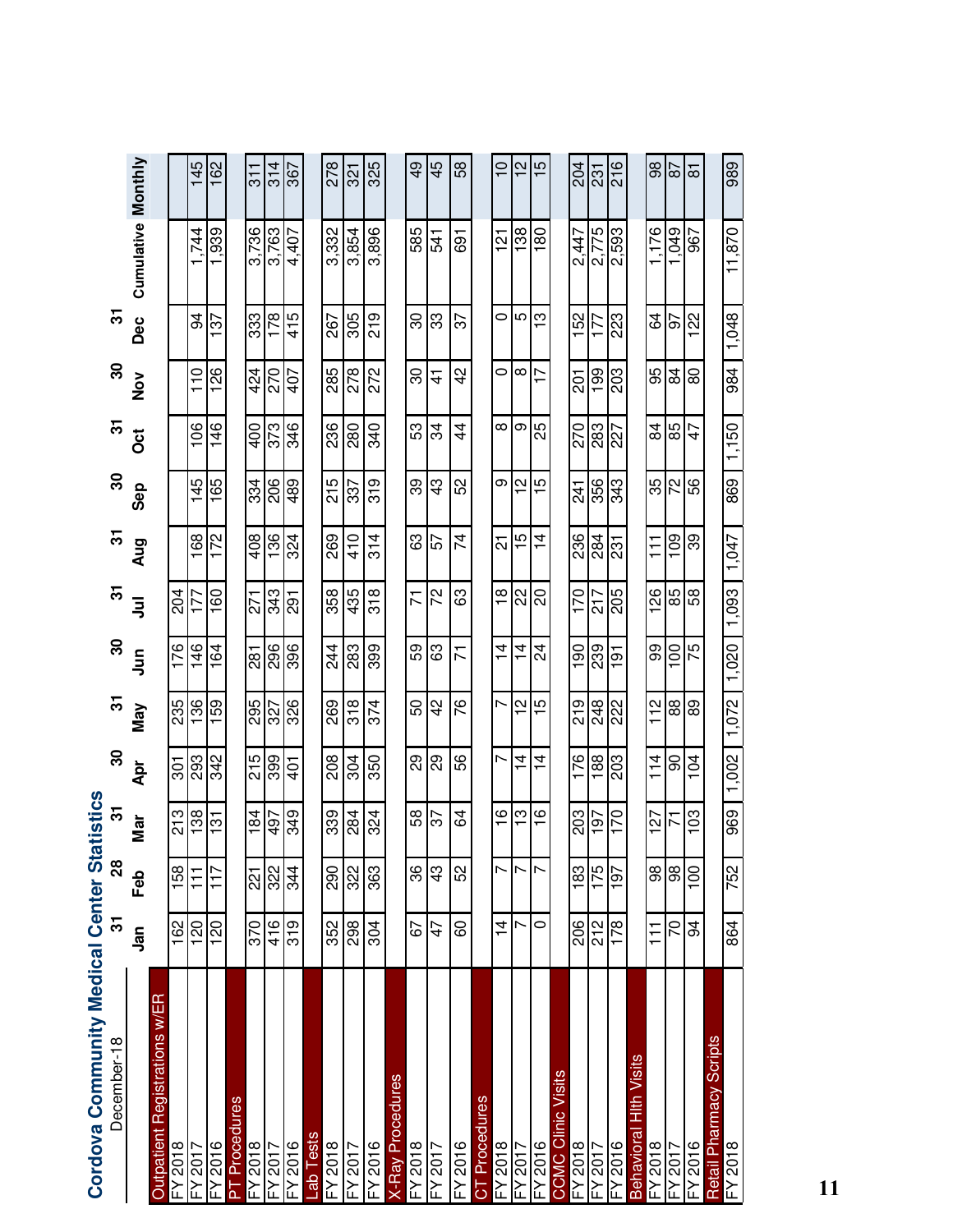# Cordova Community Medical Center Statistics

December-18

| | Jan | Feb | Mar | Apr | May | Jun | Jul | Aug | Sep | Oct | Nov | Dec | Cumulative | Monthly |
|---|---|---|---|---|---|---|---|---|---|---|---|---|---|---|
| | 31 | 28 | 31 | 30 | 31 | 30 | 31 | 31 | 30 | 31 | 30 | 31 | | |
| **Outpatient Registrations w/ER** | | | | | | | | | | | | | | |
| FY 2018 | 162 | 158 | 213 | 301 | 235 | 176 | 204 | | | | | | | |
| FY 2017 | 120 | 111 | 138 | 293 | 136 | 146 | 177 | 168 | 145 | 106 | 110 | 94 | 1,744 | 145 |
| FY 2016 | 120 | 117 | 131 | 342 | 159 | 164 | 160 | 172 | 165 | 146 | 126 | 137 | 1,939 | 162 |
| **PT Procedures** | | | | | | | | | | | | | | |
| FY 2018 | 370 | 221 | 184 | 215 | 295 | 281 | 271 | 408 | 334 | 400 | 424 | 333 | 3,736 | 311 |
| FY 2017 | 416 | 322 | 497 | 399 | 327 | 296 | 343 | 136 | 206 | 373 | 270 | 178 | 3,763 | 314 |
| FY 2016 | 319 | 344 | 349 | 401 | 326 | 396 | 291 | 324 | 489 | 346 | 407 | 415 | 4,407 | 367 |
| **Lab Tests** | | | | | | | | | | | | | | |
| FY 2018 | 352 | 290 | 339 | 208 | 269 | 244 | 358 | 269 | 215 | 236 | 285 | 267 | 3,332 | 278 |
| FY 2017 | 298 | 322 | 284 | 304 | 318 | 283 | 435 | 410 | 337 | 280 | 278 | 305 | 3,854 | 321 |
| FY 2016 | 304 | 363 | 324 | 350 | 374 | 399 | 318 | 314 | 319 | 340 | 272 | 219 | 3,896 | 325 |
| **X-Ray Procedures** | | | | | | | | | | | | | | |
| FY 2018 | 67 | 36 | 58 | 29 | 50 | 59 | 71 | 63 | 39 | 53 | 30 | 30 | 585 | 49 |
| FY 2017 | 47 | 43 | 37 | 29 | 42 | 63 | 72 | 57 | 43 | 34 | 41 | 33 | 541 | 45 |
| FY 2016 | 60 | 52 | 64 | 56 | 76 | 71 | 63 | 74 | 52 | 44 | 42 | 37 | 691 | 58 |
| **CT Procedures** | | | | | | | | | | | | | | |
| FY 2018 | 14 | 7 | 16 | 7 | 7 | 14 | 18 | 21 | 9 | 8 | 0 | 0 | 121 | 10 |
| FY 2017 | 7 | 7 | 13 | 14 | 12 | 14 | 22 | 15 | 12 | 9 | 8 | 5 | 138 | 12 |
| FY 2016 | 0 | 7 | 16 | 14 | 15 | 24 | 20 | 14 | 15 | 25 | 17 | 13 | 180 | 15 |
| **CCMC Clinic Visits** | | | | | | | | | | | | | | |
| FY 2018 | 206 | 183 | 203 | 176 | 219 | 190 | 170 | 236 | 241 | 270 | 201 | 152 | 2,447 | 204 |
| FY 2017 | 212 | 175 | 197 | 188 | 248 | 239 | 217 | 284 | 356 | 283 | 199 | 177 | 2,775 | 231 |
| FY 2016 | 178 | 197 | 170 | 203 | 222 | 191 | 205 | 231 | 343 | 227 | 203 | 223 | 2,593 | 216 |
| **Behavioral Hlth Visits** | | | | | | | | | | | | | | |
| FY 2018 | 111 | 98 | 127 | 114 | 112 | 99 | 126 | 111 | 35 | 84 | 95 | 64 | 1,176 | 98 |
| FY 2017 | 70 | 98 | 71 | 90 | 88 | 100 | 85 | 109 | 72 | 85 | 84 | 97 | 1,049 | 87 |
| FY 2016 | 94 | 100 | 103 | 104 | 89 | 75 | 58 | 39 | 56 | 47 | 80 | 122 | 967 | 81 |
| **Retail Pharmacy Scripts** | | | | | | | | | | | | | | |
| FY 2018 | 864 | 752 | 969 | 1,002 | 1,072 | 1,020 | 1,093 | 1,047 | 869 | 1,150 | 984 | 1,048 | 11,870 | 989 |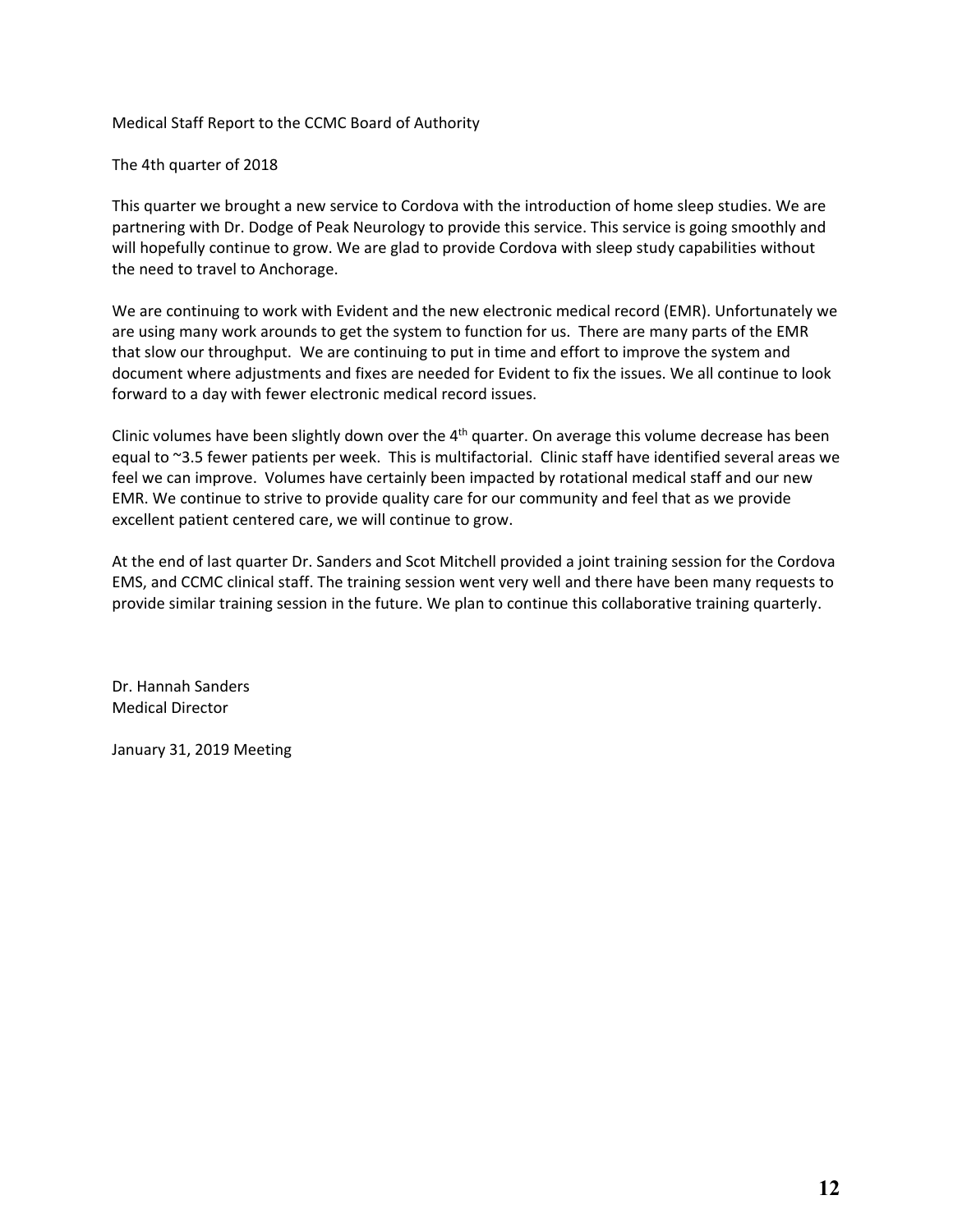Medical Staff Report to the CCMC Board of Authority

The 4th quarter of 2018

This quarter we brought a new service to Cordova with the introduction of home sleep studies. We are partnering with Dr. Dodge of Peak Neurology to provide this service. This service is going smoothly and will hopefully continue to grow. We are glad to provide Cordova with sleep study capabilities without the need to travel to Anchorage.

We are continuing to work with Evident and the new electronic medical record (EMR). Unfortunately we are using many work arounds to get the system to function for us. There are many parts of the EMR that slow our throughput. We are continuing to put in time and effort to improve the system and document where adjustments and fixes are needed for Evident to fix the issues. We all continue to look forward to a day with fewer electronic medical record issues.

Clinic volumes have been slightly down over the 4th quarter. On average this volume decrease has been equal to ~3.5 fewer patients per week. This is multifactorial. Clinic staff have identified several areas we feel we can improve. Volumes have certainly been impacted by rotational medical staff and our new EMR. We continue to strive to provide quality care for our community and feel that as we provide excellent patient centered care, we will continue to grow.

At the end of last quarter Dr. Sanders and Scot Mitchell provided a joint training session for the Cordova EMS, and CCMC clinical staff. The training session went very well and there have been many requests to provide similar training session in the future. We plan to continue this collaborative training quarterly.

Dr. Hannah Sanders
Medical Director

January 31, 2019 Meeting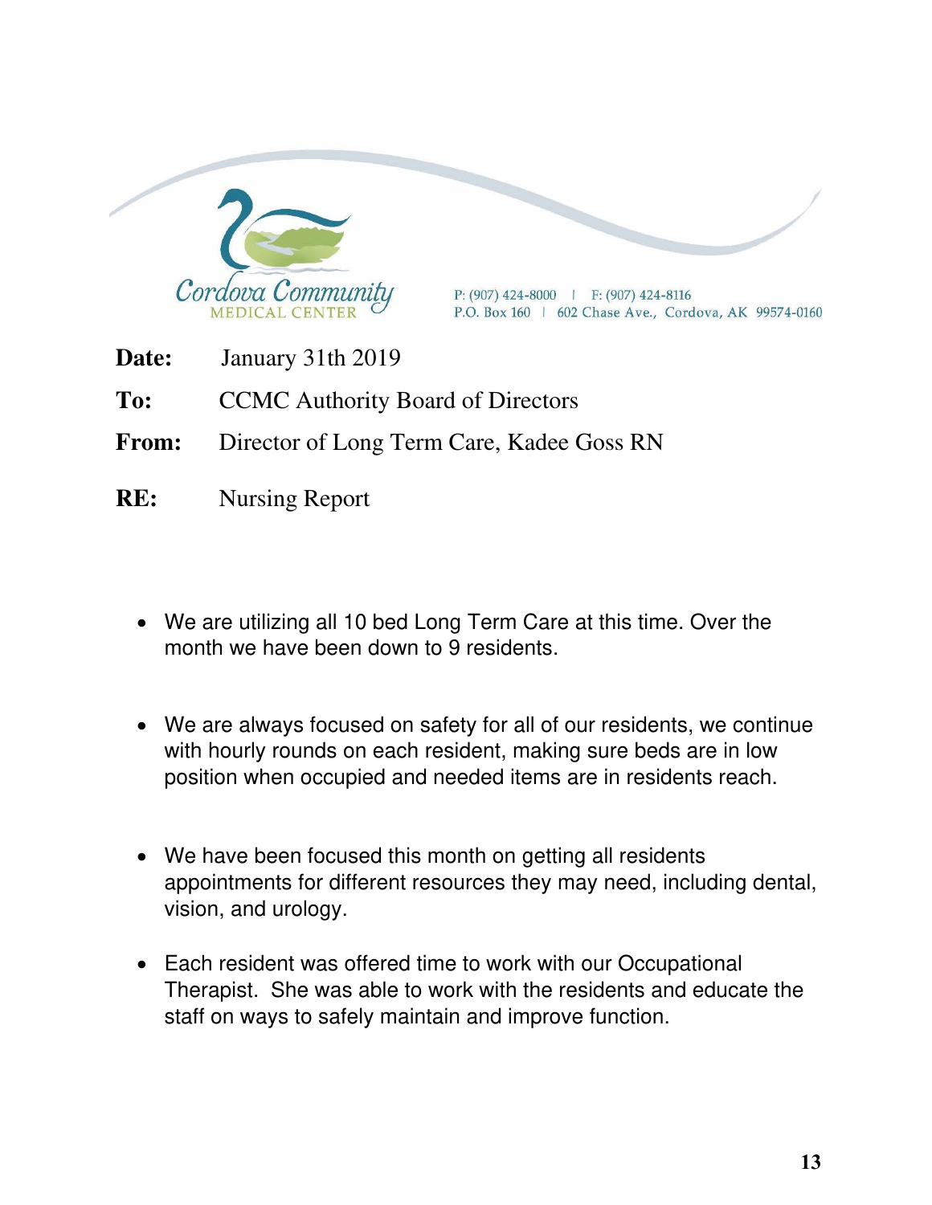Cordova Community MEDICAL CENTER

P: (907) 424-8000 | F: (907) 424-8116
P.O. Box 160 | 602 Chase Ave., Cordova, AK 99574-0160

**Date:** January 31th 2019

**To:** CCMC Authority Board of Directors

**From:** Director of Long Term Care, Kadee Goss RN

**RE:** Nursing Report

- We are utilizing all 10 bed Long Term Care at this time. Over the month we have been down to 9 residents.

- We are always focused on safety for all of our residents, we continue with hourly rounds on each resident, making sure beds are in low position when occupied and needed items are in residents reach.

- We have been focused this month on getting all residents appointments for different resources they may need, including dental, vision, and urology.

- Each resident was offered time to work with our Occupational Therapist. She was able to work with the residents and educate the staff on ways to safely maintain and improve function.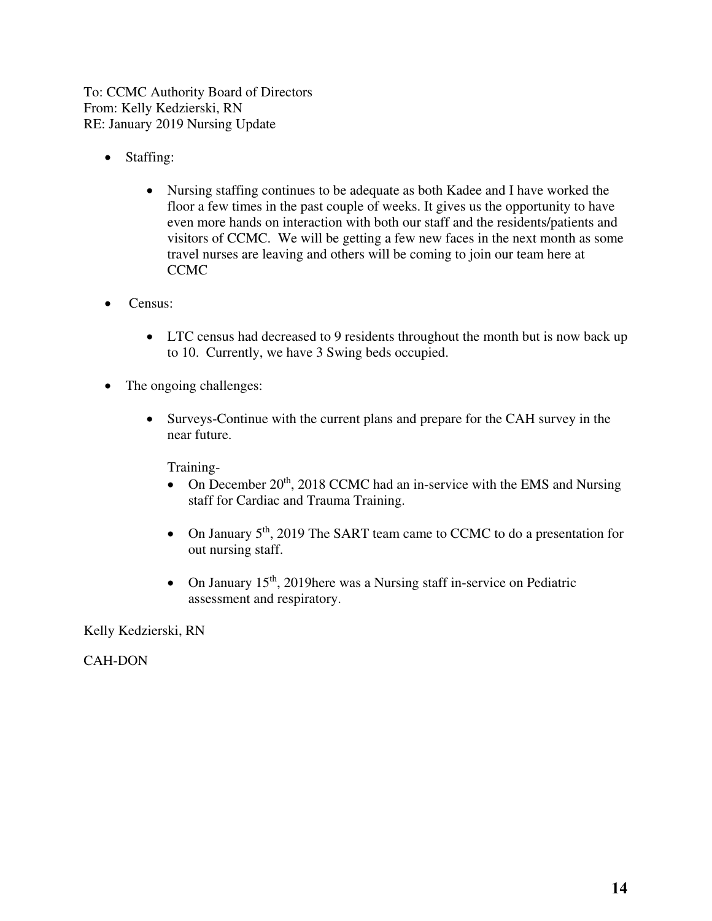To: CCMC Authority Board of Directors
From: Kelly Kedzierski, RN
RE: January 2019 Nursing Update

- Staffing:
  - Nursing staffing continues to be adequate as both Kadee and I have worked the floor a few times in the past couple of weeks. It gives us the opportunity to have even more hands on interaction with both our staff and the residents/patients and visitors of CCMC. We will be getting a few new faces in the next month as some travel nurses are leaving and others will be coming to join our team here at CCMC

- Census:
  - LTC census had decreased to 9 residents throughout the month but is now back up to 10. Currently, we have 3 Swing beds occupied.

- The ongoing challenges:
  - Surveys-Continue with the current plans and prepare for the CAH survey in the near future.

    Training-
    - On December 20th, 2018 CCMC had an in-service with the EMS and Nursing staff for Cardiac and Trauma Training.
    - On January 5th, 2019 The SART team came to CCMC to do a presentation for out nursing staff.
    - On January 15th, 2019here was a Nursing staff in-service on Pediatric assessment and respiratory.

Kelly Kedzierski, RN

CAH-DON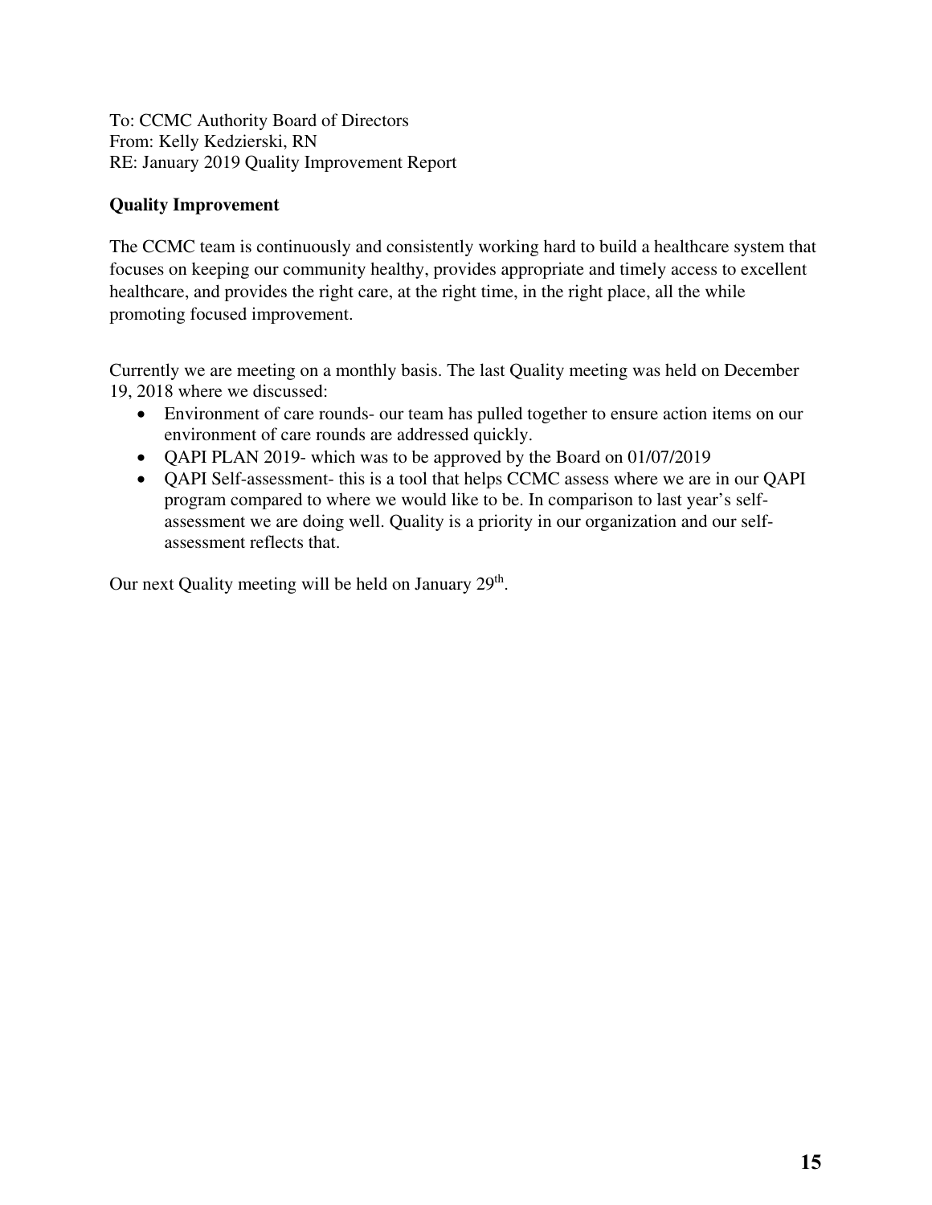To: CCMC Authority Board of Directors
From: Kelly Kedzierski, RN
RE: January 2019 Quality Improvement Report

**Quality Improvement**

The CCMC team is continuously and consistently working hard to build a healthcare system that focuses on keeping our community healthy, provides appropriate and timely access to excellent healthcare, and provides the right care, at the right time, in the right place, all the while promoting focused improvement.

Currently we are meeting on a monthly basis. The last Quality meeting was held on December 19, 2018 where we discussed:

- Environment of care rounds- our team has pulled together to ensure action items on our environment of care rounds are addressed quickly.
- QAPI PLAN 2019- which was to be approved by the Board on 01/07/2019
- QAPI Self-assessment- this is a tool that helps CCMC assess where we are in our QAPI program compared to where we would like to be. In comparison to last year's self-assessment we are doing well. Quality is a priority in our organization and our self-assessment reflects that.

Our next Quality meeting will be held on January 29th.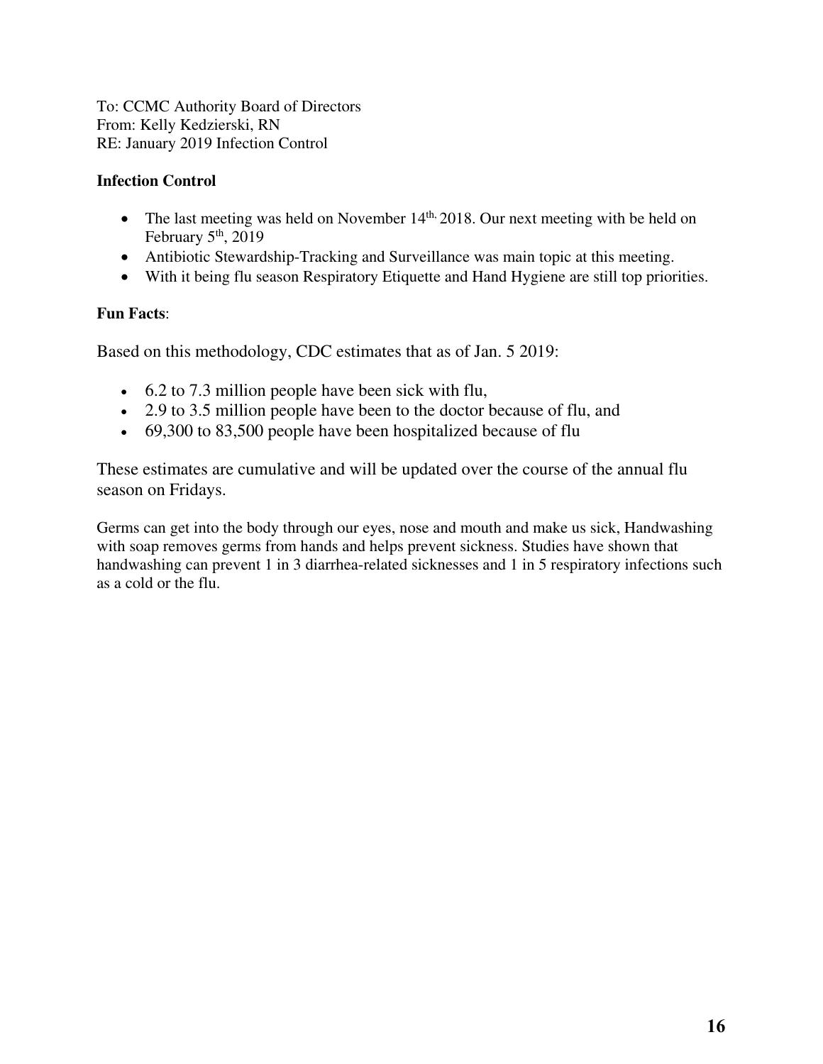To: CCMC Authority Board of Directors
From: Kelly Kedzierski, RN
RE: January 2019 Infection Control

**Infection Control**

- The last meeting was held on November 14th, 2018. Our next meeting with be held on February 5th, 2019
- Antibiotic Stewardship-Tracking and Surveillance was main topic at this meeting.
- With it being flu season Respiratory Etiquette and Hand Hygiene are still top priorities.

**Fun Facts**:

Based on this methodology, CDC estimates that as of Jan. 5 2019:

- 6.2 to 7.3 million people have been sick with flu,
- 2.9 to 3.5 million people have been to the doctor because of flu, and
- 69,300 to 83,500 people have been hospitalized because of flu

These estimates are cumulative and will be updated over the course of the annual flu season on Fridays.

Germs can get into the body through our eyes, nose and mouth and make us sick, Handwashing with soap removes germs from hands and helps prevent sickness. Studies have shown that handwashing can prevent 1 in 3 diarrhea-related sicknesses and 1 in 5 respiratory infections such as a cold or the flu.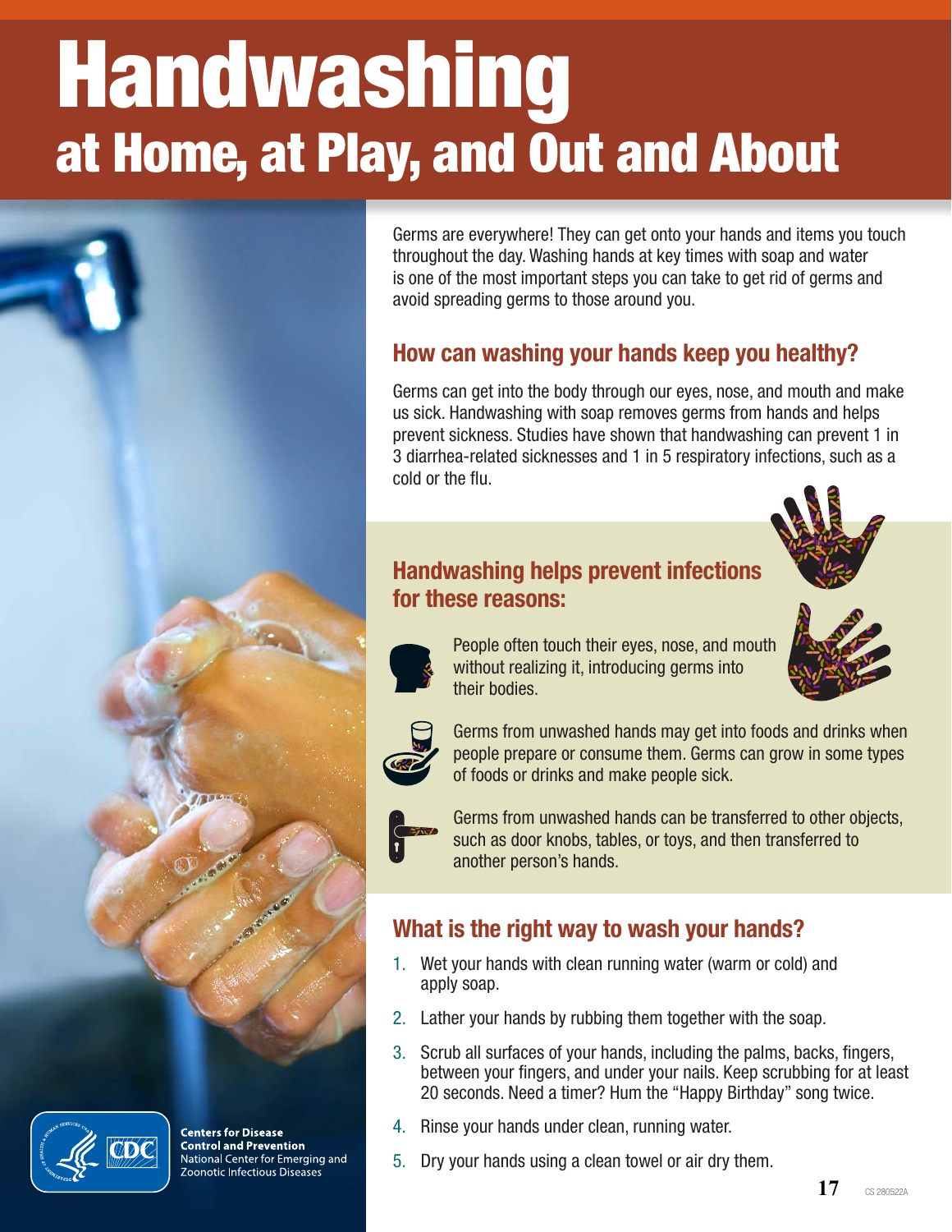# Handwashing

## at Home, at Play, and Out and About

Germs are everywhere! They can get onto your hands and items you touch throughout the day. Washing hands at key times with soap and water is one of the most important steps you can take to get rid of germs and avoid spreading germs to those around you.

### How can washing your hands keep you healthy?

Germs can get into the body through our eyes, nose, and mouth and make us sick. Handwashing with soap removes germs from hands and helps prevent sickness. Studies have shown that handwashing can prevent 1 in 3 diarrhea-related sicknesses and 1 in 5 respiratory infections, such as a cold or the flu.

### Handwashing helps prevent infections for these reasons:

People often touch their eyes, nose, and mouth without realizing it, introducing germs into their bodies.

Germs from unwashed hands may get into foods and drinks when people prepare or consume them. Germs can grow in some types of foods or drinks and make people sick.

Germs from unwashed hands can be transferred to other objects, such as door knobs, tables, or toys, and then transferred to another person's hands.

### What is the right way to wash your hands?

1. Wet your hands with clean running water (warm or cold) and apply soap.
2. Lather your hands by rubbing them together with the soap.
3. Scrub all surfaces of your hands, including the palms, backs, fingers, between your fingers, and under your nails. Keep scrubbing for at least 20 seconds. Need a timer? Hum the "Happy Birthday" song twice.
4. Rinse your hands under clean, running water.
5. Dry your hands using a clean towel or air dry them.

**Centers for Disease Control and Prevention**
National Center for Emerging and Zoonotic Infectious Diseases

CS 280522A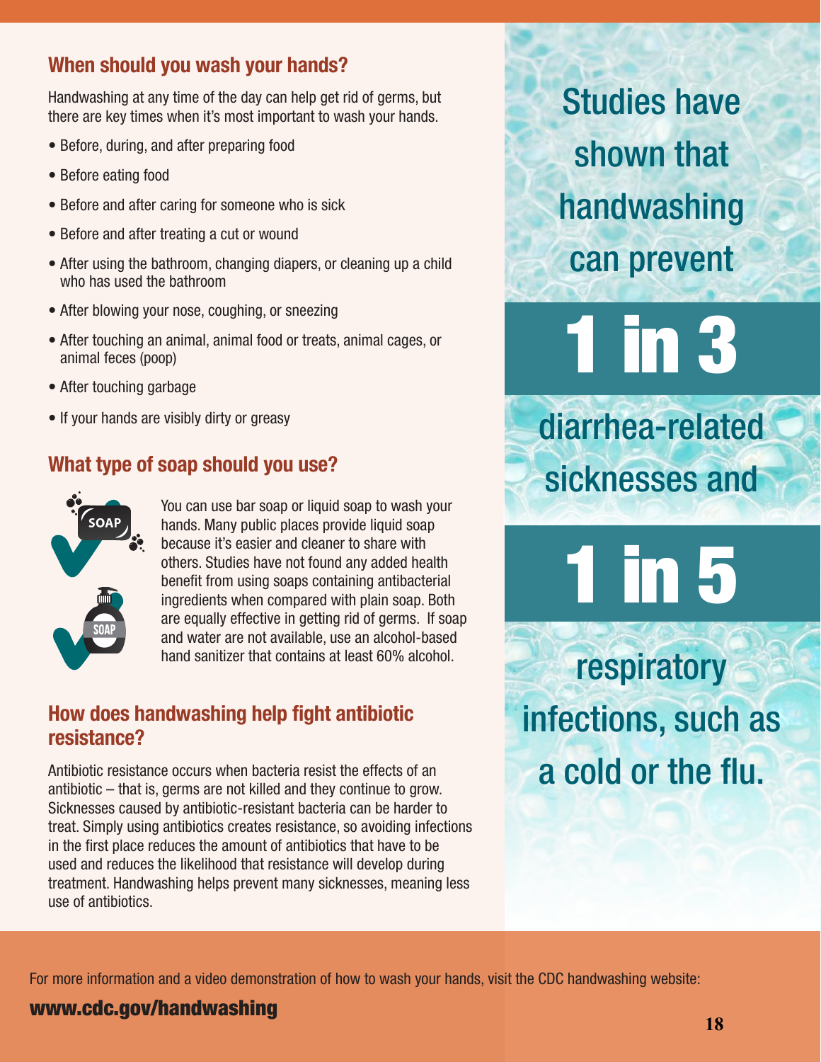## When should you wash your hands?

Handwashing at any time of the day can help get rid of germs, but there are key times when it's most important to wash your hands.

- Before, during, and after preparing food
- Before eating food
- Before and after caring for someone who is sick
- Before and after treating a cut or wound
- After using the bathroom, changing diapers, or cleaning up a child who has used the bathroom
- After blowing your nose, coughing, or sneezing
- After touching an animal, animal food or treats, animal cages, or animal feces (poop)
- After touching garbage
- If your hands are visibly dirty or greasy

## What type of soap should you use?

You can use bar soap or liquid soap to wash your hands. Many public places provide liquid soap because it's easier and cleaner to share with others. Studies have not found any added health benefit from using soaps containing antibacterial ingredients when compared with plain soap. Both are equally effective in getting rid of germs. If soap and water are not available, use an alcohol-based hand sanitizer that contains at least 60% alcohol.

## How does handwashing help fight antibiotic resistance?

Antibiotic resistance occurs when bacteria resist the effects of an antibiotic – that is, germs are not killed and they continue to grow. Sicknesses caused by antibiotic-resistant bacteria can be harder to treat. Simply using antibiotics creates resistance, so avoiding infections in the first place reduces the amount of antibiotics that have to be used and reduces the likelihood that resistance will develop during treatment. Handwashing helps prevent many sicknesses, meaning less use of antibiotics.

Studies have shown that handwashing can prevent

**1 in 3**

diarrhea-related sicknesses and

**1 in 5**

respiratory infections, such as a cold or the flu.

For more information and a video demonstration of how to wash your hands, visit the CDC handwashing website:

**www.cdc.gov/handwashing**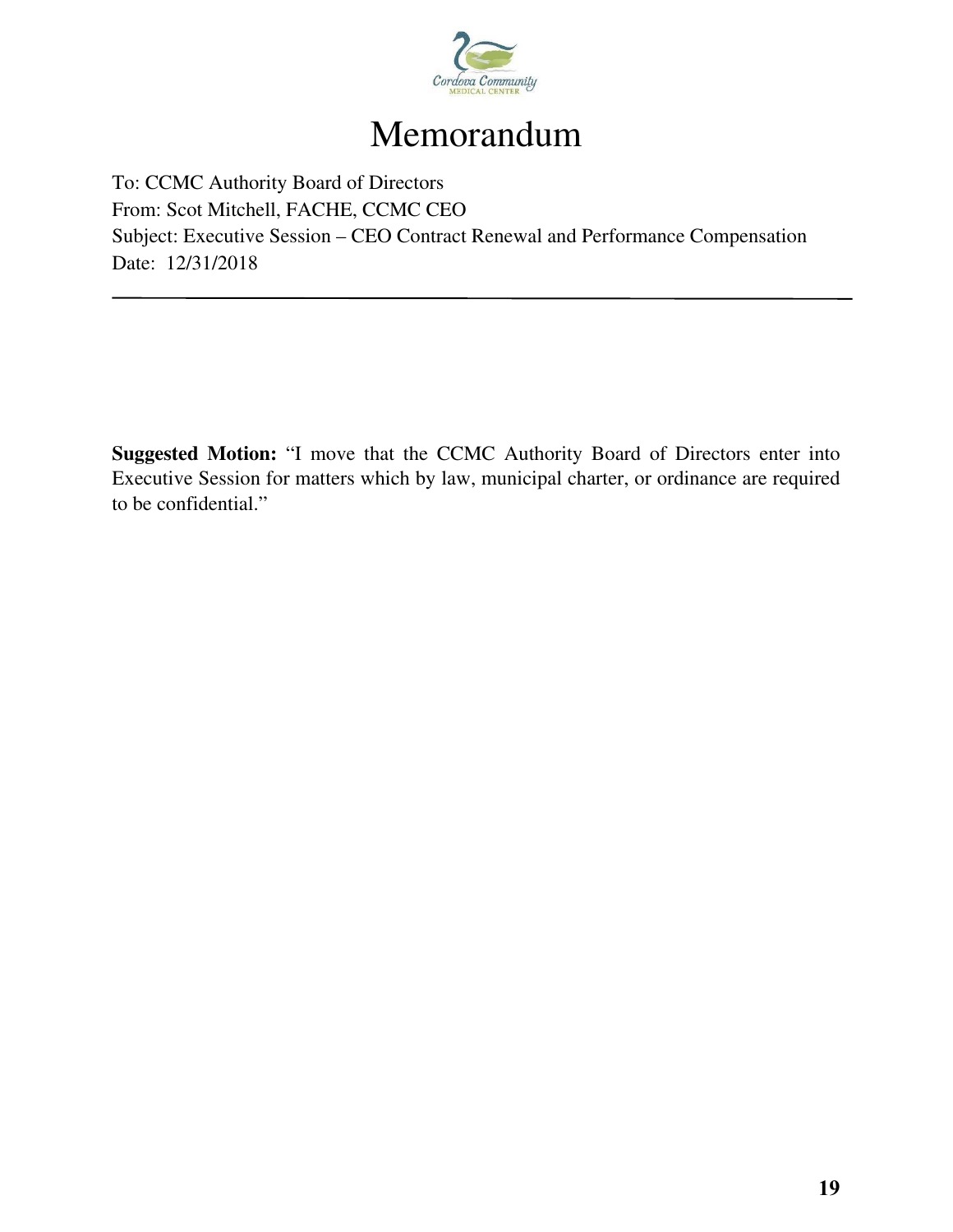# Memorandum

To: CCMC Authority Board of Directors
From: Scot Mitchell, FACHE, CCMC CEO
Subject: Executive Session – CEO Contract Renewal and Performance Compensation
Date: 12/31/2018

---

**Suggested Motion:** "I move that the CCMC Authority Board of Directors enter into Executive Session for matters which by law, municipal charter, or ordinance are required to be confidential."